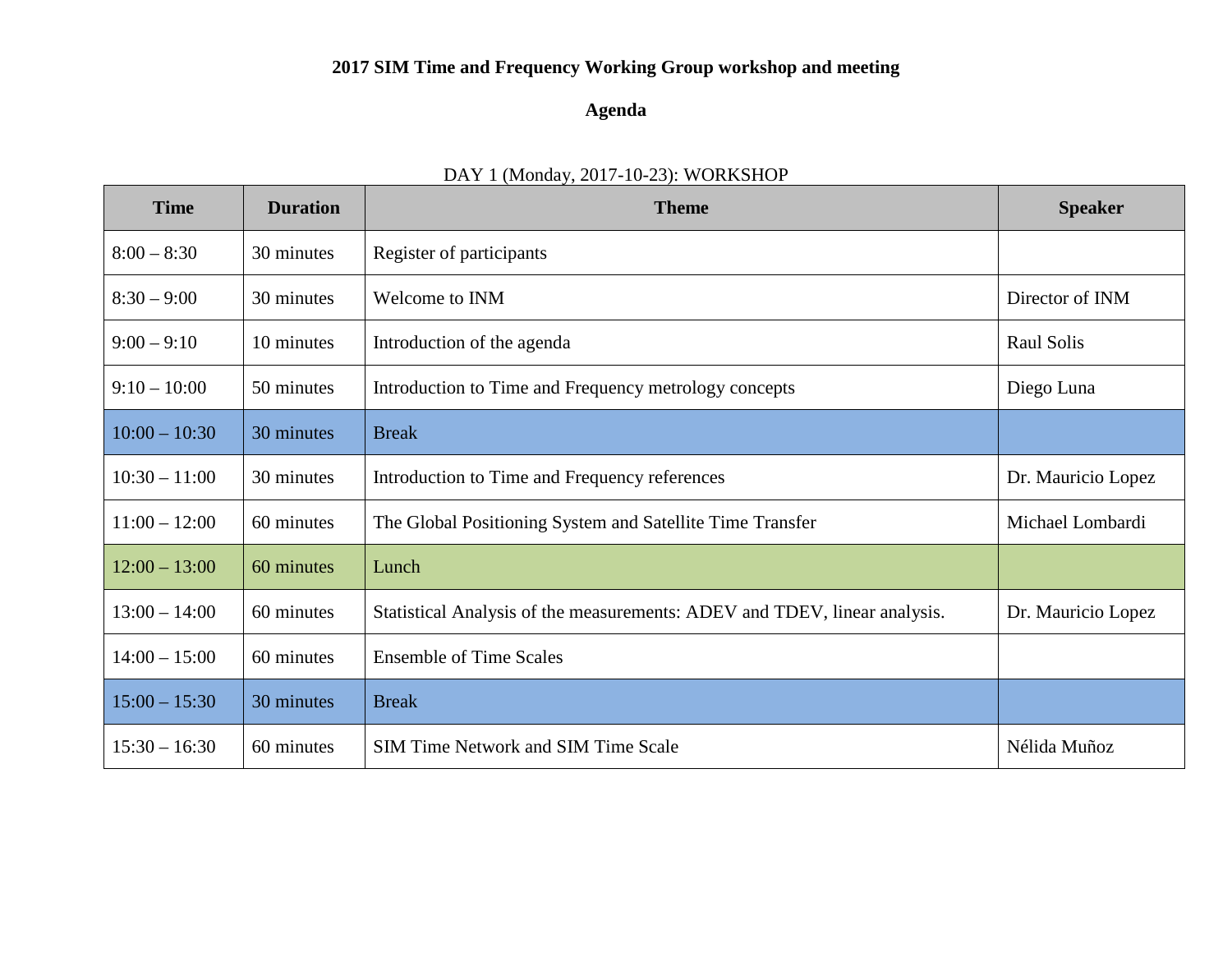# 2017 SIM Time and Frequency Working Group workshop and meeting

## Agenda

DAY 1 (Monday, 2017-10-23): WORKSHOP

| Time | Duration | Theme | Speaker |
|---|---|---|---|
| 8:00 – 8:30 | 30 minutes | Register of participants | |
| 8:30 – 9:00 | 30 minutes | Welcome to INM | Director of INM |
| 9:00 – 9:10 | 10 minutes | Introduction of the agenda | Raul Solis |
| 9:10 – 10:00 | 50 minutes | Introduction to Time and Frequency metrology concepts | Diego Luna |
| 10:00 – 10:30 | 30 minutes | Break | |
| 10:30 – 11:00 | 30 minutes | Introduction to Time and Frequency references | Dr. Mauricio Lopez |
| 11:00 – 12:00 | 60 minutes | The Global Positioning System and Satellite Time Transfer | Michael Lombardi |
| 12:00 – 13:00 | 60 minutes | Lunch | |
| 13:00 – 14:00 | 60 minutes | Statistical Analysis of the measurements: ADEV and TDEV, linear analysis. | Dr. Mauricio Lopez |
| 14:00 – 15:00 | 60 minutes | Ensemble of Time Scales | |
| 15:00 – 15:30 | 30 minutes | Break | |
| 15:30 – 16:30 | 60 minutes | SIM Time Network and SIM Time Scale | Nélida Muñoz |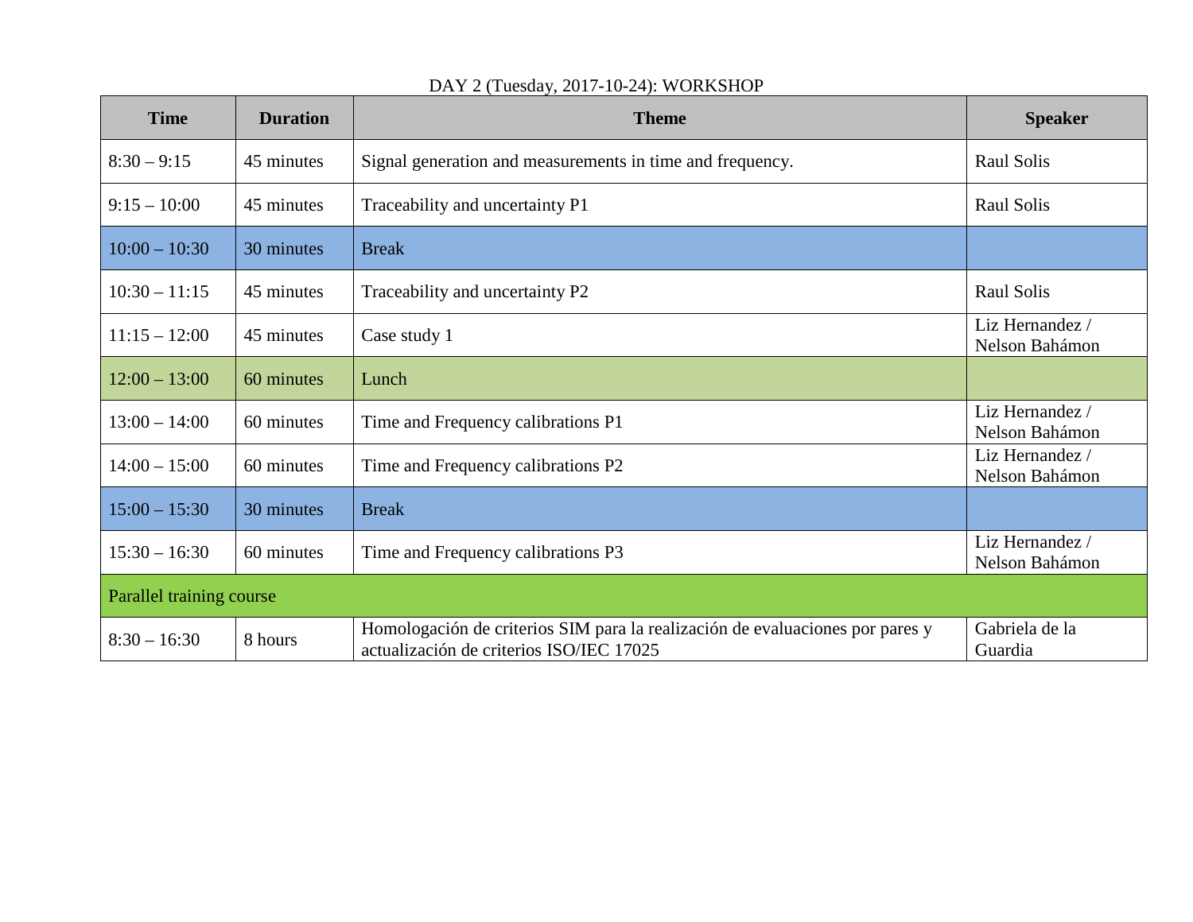DAY 2 (Tuesday, 2017-10-24): WORKSHOP

| Time | Duration | Theme | Speaker |
|---|---|---|---|
| 8:30 – 9:15 | 45 minutes | Signal generation and measurements in time and frequency. | Raul Solis |
| 9:15 – 10:00 | 45 minutes | Traceability and uncertainty P1 | Raul Solis |
| 10:00 – 10:30 | 30 minutes | Break | |
| 10:30 – 11:15 | 45 minutes | Traceability and uncertainty P2 | Raul Solis |
| 11:15 – 12:00 | 45 minutes | Case study 1 | Liz Hernandez / Nelson Bahámon |
| 12:00 – 13:00 | 60 minutes | Lunch | |
| 13:00 – 14:00 | 60 minutes | Time and Frequency calibrations P1 | Liz Hernandez / Nelson Bahámon |
| 14:00 – 15:00 | 60 minutes | Time and Frequency calibrations P2 | Liz Hernandez / Nelson Bahámon |
| 15:00 – 15:30 | 30 minutes | Break | |
| 15:30 – 16:30 | 60 minutes | Time and Frequency calibrations P3 | Liz Hernandez / Nelson Bahámon |
| Parallel training course | | | |
| 8:30 – 16:30 | 8 hours | Homologación de criterios SIM para la realización de evaluaciones por pares y actualización de criterios ISO/IEC 17025 | Gabriela de la Guardia |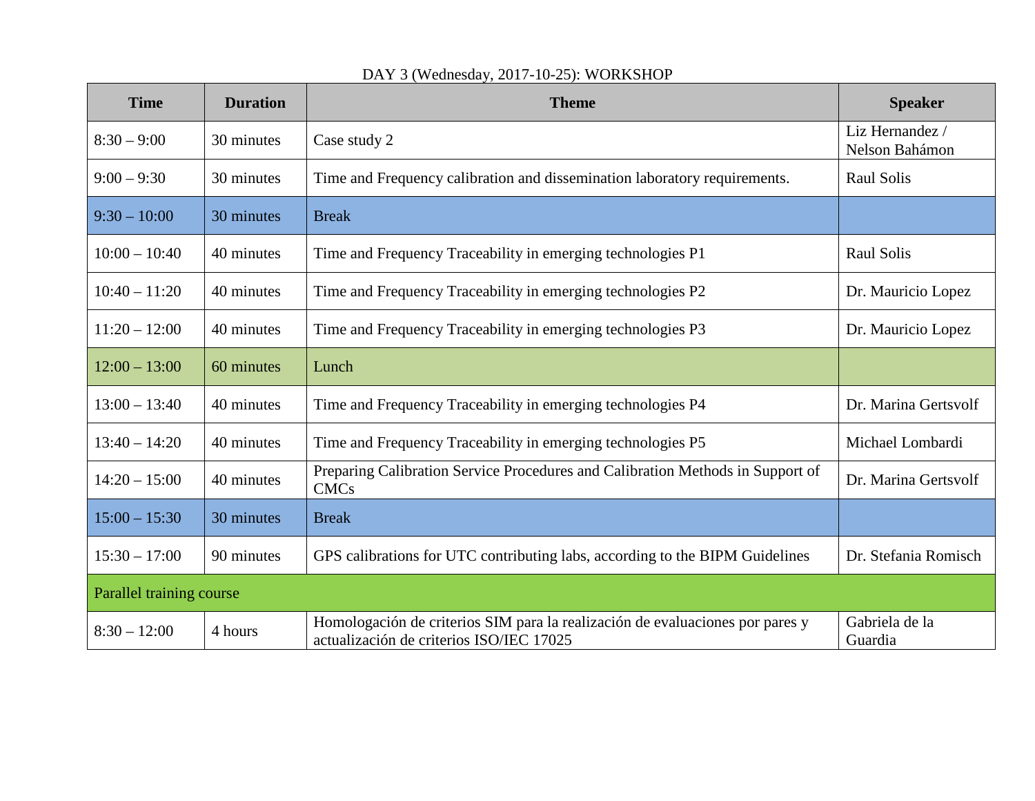DAY 3 (Wednesday, 2017-10-25): WORKSHOP

| Time | Duration | Theme | Speaker |
|---|---|---|---|
| 8:30 – 9:00 | 30 minutes | Case study 2 | Liz Hernandez / Nelson Bahámon |
| 9:00 – 9:30 | 30 minutes | Time and Frequency calibration and dissemination laboratory requirements. | Raul Solis |
| 9:30 – 10:00 | 30 minutes | Break | |
| 10:00 – 10:40 | 40 minutes | Time and Frequency Traceability in emerging technologies P1 | Raul Solis |
| 10:40 – 11:20 | 40 minutes | Time and Frequency Traceability in emerging technologies P2 | Dr. Mauricio Lopez |
| 11:20 – 12:00 | 40 minutes | Time and Frequency Traceability in emerging technologies P3 | Dr. Mauricio Lopez |
| 12:00 – 13:00 | 60 minutes | Lunch | |
| 13:00 – 13:40 | 40 minutes | Time and Frequency Traceability in emerging technologies P4 | Dr. Marina Gertsvolf |
| 13:40 – 14:20 | 40 minutes | Time and Frequency Traceability in emerging technologies P5 | Michael Lombardi |
| 14:20 – 15:00 | 40 minutes | Preparing Calibration Service Procedures and Calibration Methods in Support of CMCs | Dr. Marina Gertsvolf |
| 15:00 – 15:30 | 30 minutes | Break | |
| 15:30 – 17:00 | 90 minutes | GPS calibrations for UTC contributing labs, according to the BIPM Guidelines | Dr. Stefania Romisch |
| Parallel training course | | | |
| 8:30 – 12:00 | 4 hours | Homologación de criterios SIM para la realización de evaluaciones por pares y actualización de criterios ISO/IEC 17025 | Gabriela de la Guardia |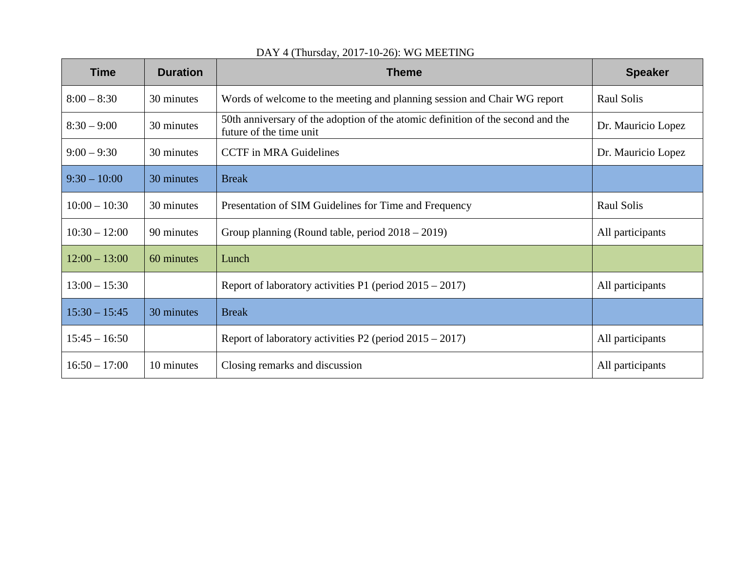DAY 4 (Thursday, 2017-10-26): WG MEETING

| Time | Duration | Theme | Speaker |
| --- | --- | --- | --- |
| 8:00 – 8:30 | 30 minutes | Words of welcome to the meeting and planning session and Chair WG report | Raul Solis |
| 8:30 – 9:00 | 30 minutes | 50th anniversary of the adoption of the atomic definition of the second and the future of the time unit | Dr. Mauricio Lopez |
| 9:00 – 9:30 | 30 minutes | CCTF in MRA Guidelines | Dr. Mauricio Lopez |
| 9:30 – 10:00 | 30 minutes | Break | |
| 10:00 – 10:30 | 30 minutes | Presentation of SIM Guidelines for Time and Frequency | Raul Solis |
| 10:30 – 12:00 | 90 minutes | Group planning (Round table, period 2018 – 2019) | All participants |
| 12:00 – 13:00 | 60 minutes | Lunch | |
| 13:00 – 15:30 | | Report of laboratory activities P1 (period 2015 – 2017) | All participants |
| 15:30 – 15:45 | 30 minutes | Break | |
| 15:45 – 16:50 | | Report of laboratory activities P2 (period 2015 – 2017) | All participants |
| 16:50 – 17:00 | 10 minutes | Closing remarks and discussion | All participants |